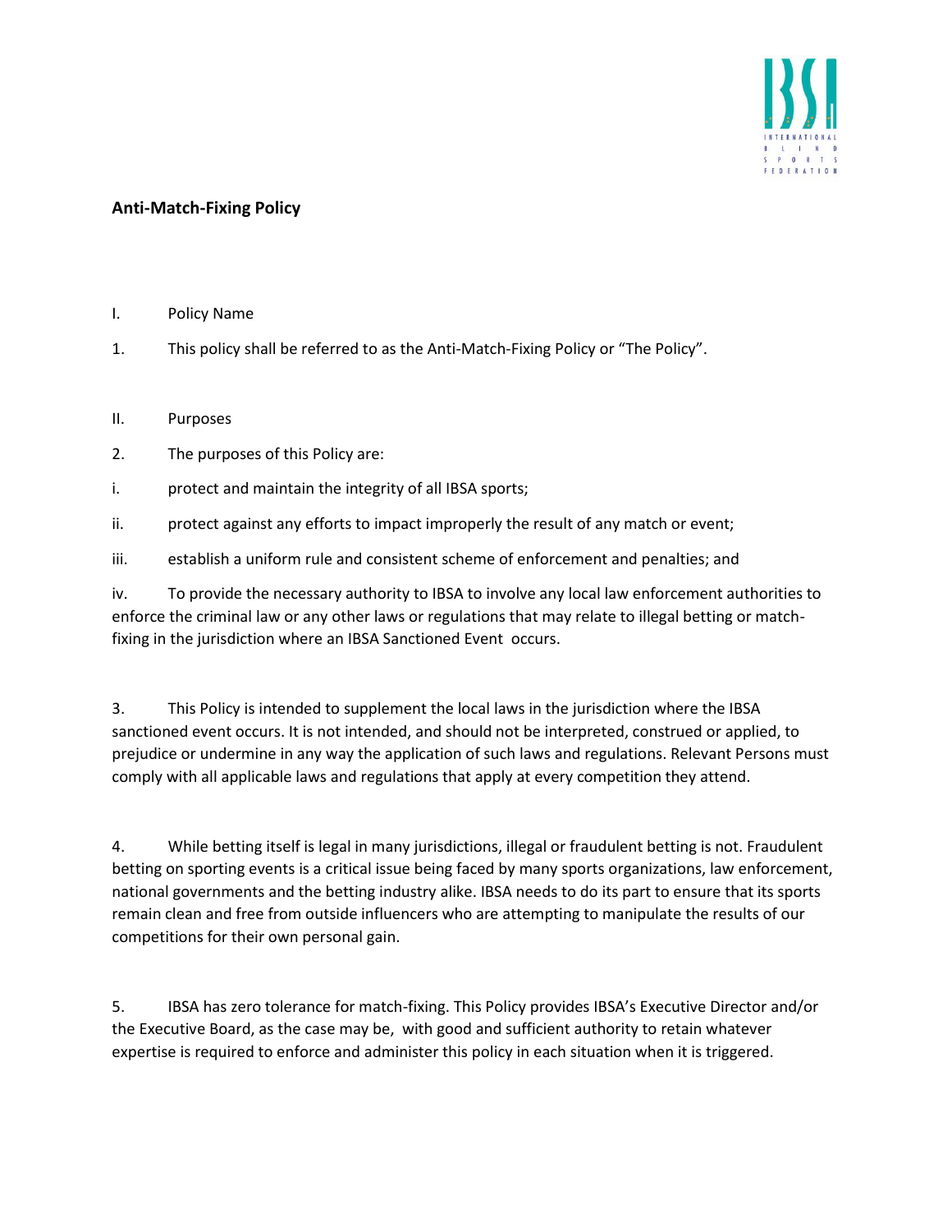# Anti-Match-Fixing Policy

I. Policy Name

1. This policy shall be referred to as the Anti-Match-Fixing Policy or "The Policy".

II. Purposes

2. The purposes of this Policy are:

i. protect and maintain the integrity of all IBSA sports;

ii. protect against any efforts to impact improperly the result of any match or event;

iii. establish a uniform rule and consistent scheme of enforcement and penalties; and

iv. To provide the necessary authority to IBSA to involve any local law enforcement authorities to enforce the criminal law or any other laws or regulations that may relate to illegal betting or match-fixing in the jurisdiction where an IBSA Sanctioned Event occurs.

3. This Policy is intended to supplement the local laws in the jurisdiction where the IBSA sanctioned event occurs. It is not intended, and should not be interpreted, construed or applied, to prejudice or undermine in any way the application of such laws and regulations. Relevant Persons must comply with all applicable laws and regulations that apply at every competition they attend.

4. While betting itself is legal in many jurisdictions, illegal or fraudulent betting is not. Fraudulent betting on sporting events is a critical issue being faced by many sports organizations, law enforcement, national governments and the betting industry alike. IBSA needs to do its part to ensure that its sports remain clean and free from outside influencers who are attempting to manipulate the results of our competitions for their own personal gain.

5. IBSA has zero tolerance for match-fixing. This Policy provides IBSA's Executive Director and/or the Executive Board, as the case may be, with good and sufficient authority to retain whatever expertise is required to enforce and administer this policy in each situation when it is triggered.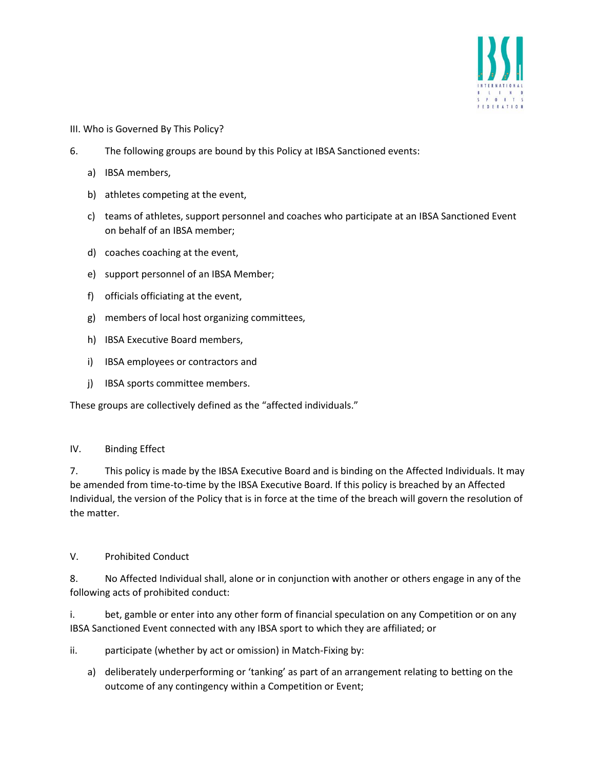## III. Who is Governed By This Policy?

6. The following groups are bound by this Policy at IBSA Sanctioned events:

a) IBSA members,

b) athletes competing at the event,

c) teams of athletes, support personnel and coaches who participate at an IBSA Sanctioned Event on behalf of an IBSA member;

d) coaches coaching at the event,

e) support personnel of an IBSA Member;

f) officials officiating at the event,

g) members of local host organizing committees,

h) IBSA Executive Board members,

i) IBSA employees or contractors and

j) IBSA sports committee members.

These groups are collectively defined as the "affected individuals."

## IV. Binding Effect

7. This policy is made by the IBSA Executive Board and is binding on the Affected Individuals. It may be amended from time-to-time by the IBSA Executive Board. If this policy is breached by an Affected Individual, the version of the Policy that is in force at the time of the breach will govern the resolution of the matter.

## V. Prohibited Conduct

8. No Affected Individual shall, alone or in conjunction with another or others engage in any of the following acts of prohibited conduct:

i. bet, gamble or enter into any other form of financial speculation on any Competition or on any IBSA Sanctioned Event connected with any IBSA sport to which they are affiliated; or

ii. participate (whether by act or omission) in Match-Fixing by:

a) deliberately underperforming or 'tanking' as part of an arrangement relating to betting on the outcome of any contingency within a Competition or Event;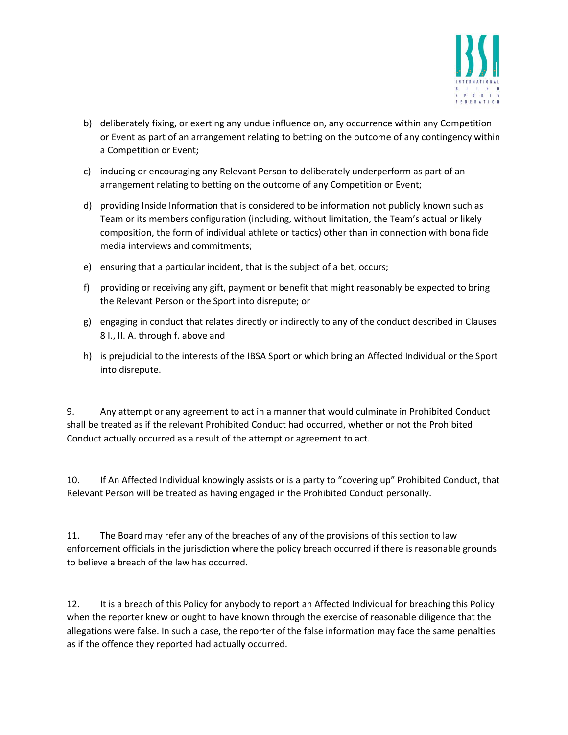b) deliberately fixing, or exerting any undue influence on, any occurrence within any Competition or Event as part of an arrangement relating to betting on the outcome of any contingency within a Competition or Event;

c) inducing or encouraging any Relevant Person to deliberately underperform as part of an arrangement relating to betting on the outcome of any Competition or Event;

d) providing Inside Information that is considered to be information not publicly known such as Team or its members configuration (including, without limitation, the Team's actual or likely composition, the form of individual athlete or tactics) other than in connection with bona fide media interviews and commitments;

e) ensuring that a particular incident, that is the subject of a bet, occurs;

f) providing or receiving any gift, payment or benefit that might reasonably be expected to bring the Relevant Person or the Sport into disrepute; or

g) engaging in conduct that relates directly or indirectly to any of the conduct described in Clauses 8 I., II. A. through f. above and

h) is prejudicial to the interests of the IBSA Sport or which bring an Affected Individual or the Sport into disrepute.

9. Any attempt or any agreement to act in a manner that would culminate in Prohibited Conduct shall be treated as if the relevant Prohibited Conduct had occurred, whether or not the Prohibited Conduct actually occurred as a result of the attempt or agreement to act.

10. If An Affected Individual knowingly assists or is a party to "covering up" Prohibited Conduct, that Relevant Person will be treated as having engaged in the Prohibited Conduct personally.

11. The Board may refer any of the breaches of any of the provisions of this section to law enforcement officials in the jurisdiction where the policy breach occurred if there is reasonable grounds to believe a breach of the law has occurred.

12. It is a breach of this Policy for anybody to report an Affected Individual for breaching this Policy when the reporter knew or ought to have known through the exercise of reasonable diligence that the allegations were false. In such a case, the reporter of the false information may face the same penalties as if the offence they reported had actually occurred.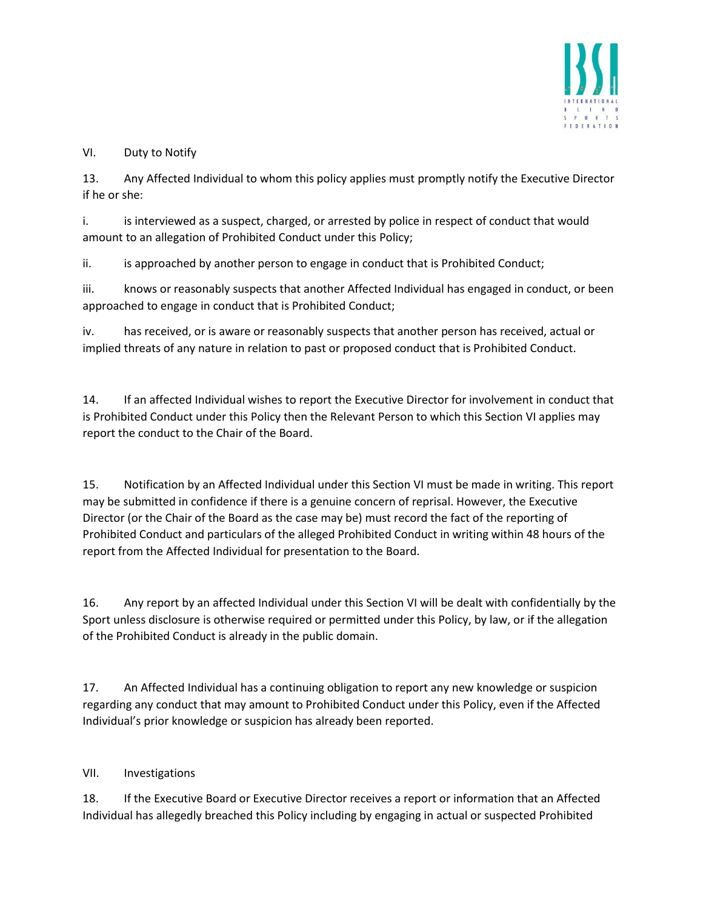## VI. Duty to Notify

13. Any Affected Individual to whom this policy applies must promptly notify the Executive Director if he or she:

i. is interviewed as a suspect, charged, or arrested by police in respect of conduct that would amount to an allegation of Prohibited Conduct under this Policy;

ii. is approached by another person to engage in conduct that is Prohibited Conduct;

iii. knows or reasonably suspects that another Affected Individual has engaged in conduct, or been approached to engage in conduct that is Prohibited Conduct;

iv. has received, or is aware or reasonably suspects that another person has received, actual or implied threats of any nature in relation to past or proposed conduct that is Prohibited Conduct.

14. If an affected Individual wishes to report the Executive Director for involvement in conduct that is Prohibited Conduct under this Policy then the Relevant Person to which this Section VI applies may report the conduct to the Chair of the Board.

15. Notification by an Affected Individual under this Section VI must be made in writing. This report may be submitted in confidence if there is a genuine concern of reprisal. However, the Executive Director (or the Chair of the Board as the case may be) must record the fact of the reporting of Prohibited Conduct and particulars of the alleged Prohibited Conduct in writing within 48 hours of the report from the Affected Individual for presentation to the Board.

16. Any report by an affected Individual under this Section VI will be dealt with confidentially by the Sport unless disclosure is otherwise required or permitted under this Policy, by law, or if the allegation of the Prohibited Conduct is already in the public domain.

17. An Affected Individual has a continuing obligation to report any new knowledge or suspicion regarding any conduct that may amount to Prohibited Conduct under this Policy, even if the Affected Individual's prior knowledge or suspicion has already been reported.

## VII. Investigations

18. If the Executive Board or Executive Director receives a report or information that an Affected Individual has allegedly breached this Policy including by engaging in actual or suspected Prohibited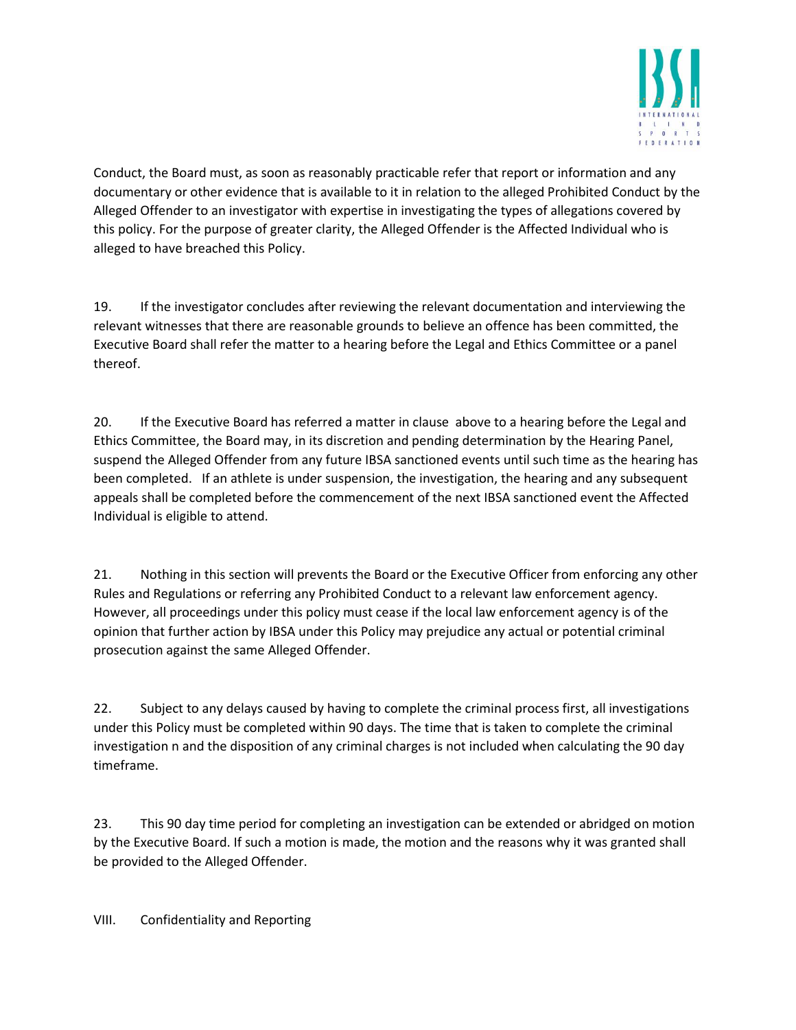Conduct, the Board must, as soon as reasonably practicable refer that report or information and any documentary or other evidence that is available to it in relation to the alleged Prohibited Conduct by the Alleged Offender to an investigator with expertise in investigating the types of allegations covered by this policy. For the purpose of greater clarity, the Alleged Offender is the Affected Individual who is alleged to have breached this Policy.

19. If the investigator concludes after reviewing the relevant documentation and interviewing the relevant witnesses that there are reasonable grounds to believe an offence has been committed, the Executive Board shall refer the matter to a hearing before the Legal and Ethics Committee or a panel thereof.

20. If the Executive Board has referred a matter in clause above to a hearing before the Legal and Ethics Committee, the Board may, in its discretion and pending determination by the Hearing Panel, suspend the Alleged Offender from any future IBSA sanctioned events until such time as the hearing has been completed. If an athlete is under suspension, the investigation, the hearing and any subsequent appeals shall be completed before the commencement of the next IBSA sanctioned event the Affected Individual is eligible to attend.

21. Nothing in this section will prevents the Board or the Executive Officer from enforcing any other Rules and Regulations or referring any Prohibited Conduct to a relevant law enforcement agency. However, all proceedings under this policy must cease if the local law enforcement agency is of the opinion that further action by IBSA under this Policy may prejudice any actual or potential criminal prosecution against the same Alleged Offender.

22. Subject to any delays caused by having to complete the criminal process first, all investigations under this Policy must be completed within 90 days. The time that is taken to complete the criminal investigation n and the disposition of any criminal charges is not included when calculating the 90 day timeframe.

23. This 90 day time period for completing an investigation can be extended or abridged on motion by the Executive Board. If such a motion is made, the motion and the reasons why it was granted shall be provided to the Alleged Offender.

## VIII. Confidentiality and Reporting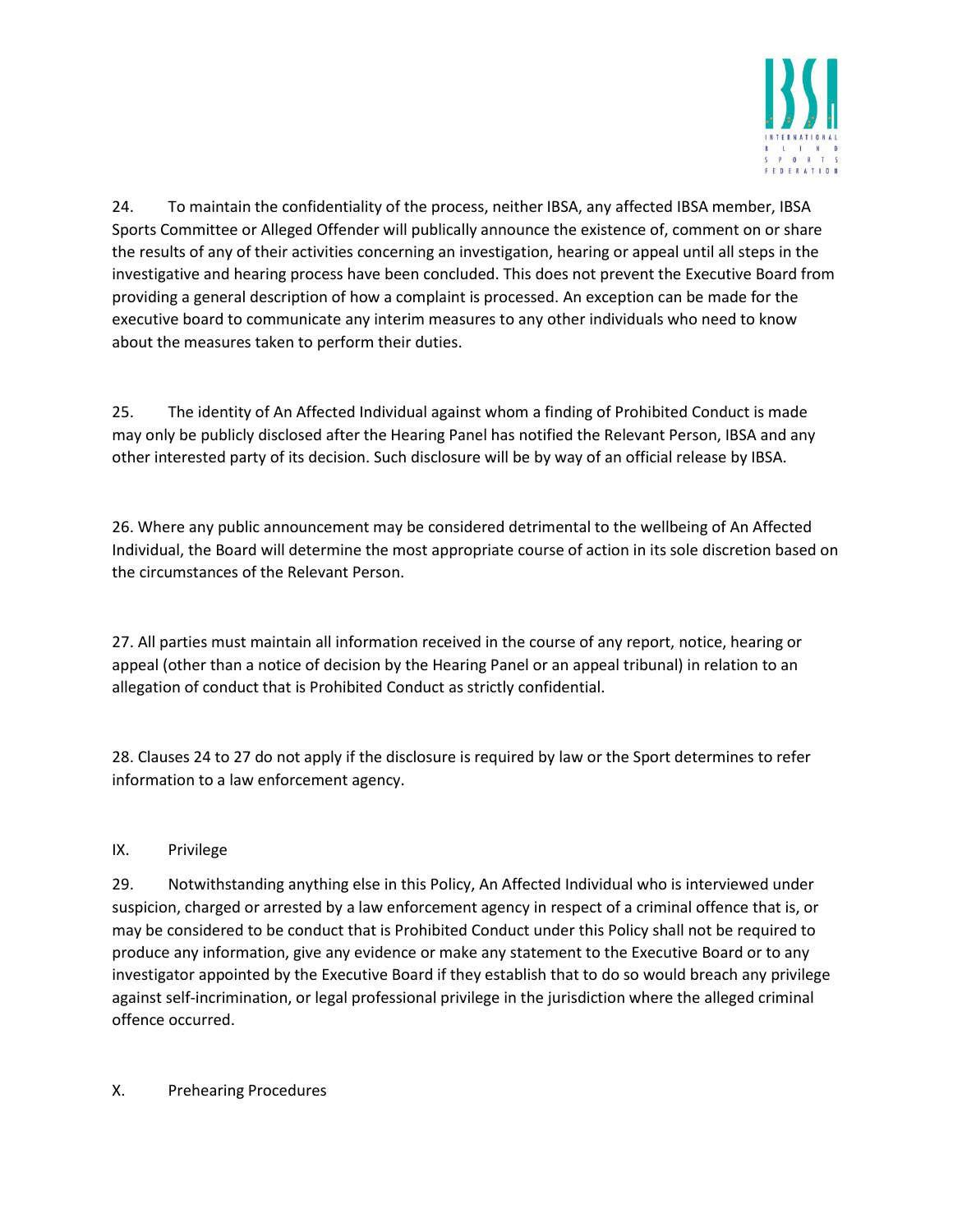24. To maintain the confidentiality of the process, neither IBSA, any affected IBSA member, IBSA Sports Committee or Alleged Offender will publically announce the existence of, comment on or share the results of any of their activities concerning an investigation, hearing or appeal until all steps in the investigative and hearing process have been concluded. This does not prevent the Executive Board from providing a general description of how a complaint is processed. An exception can be made for the executive board to communicate any interim measures to any other individuals who need to know about the measures taken to perform their duties.

25. The identity of An Affected Individual against whom a finding of Prohibited Conduct is made may only be publicly disclosed after the Hearing Panel has notified the Relevant Person, IBSA and any other interested party of its decision. Such disclosure will be by way of an official release by IBSA.

26. Where any public announcement may be considered detrimental to the wellbeing of An Affected Individual, the Board will determine the most appropriate course of action in its sole discretion based on the circumstances of the Relevant Person.

27. All parties must maintain all information received in the course of any report, notice, hearing or appeal (other than a notice of decision by the Hearing Panel or an appeal tribunal) in relation to an allegation of conduct that is Prohibited Conduct as strictly confidential.

28. Clauses 24 to 27 do not apply if the disclosure is required by law or the Sport determines to refer information to a law enforcement agency.

## IX. Privilege

29. Notwithstanding anything else in this Policy, An Affected Individual who is interviewed under suspicion, charged or arrested by a law enforcement agency in respect of a criminal offence that is, or may be considered to be conduct that is Prohibited Conduct under this Policy shall not be required to produce any information, give any evidence or make any statement to the Executive Board or to any investigator appointed by the Executive Board if they establish that to do so would breach any privilege against self-incrimination, or legal professional privilege in the jurisdiction where the alleged criminal offence occurred.

## X. Prehearing Procedures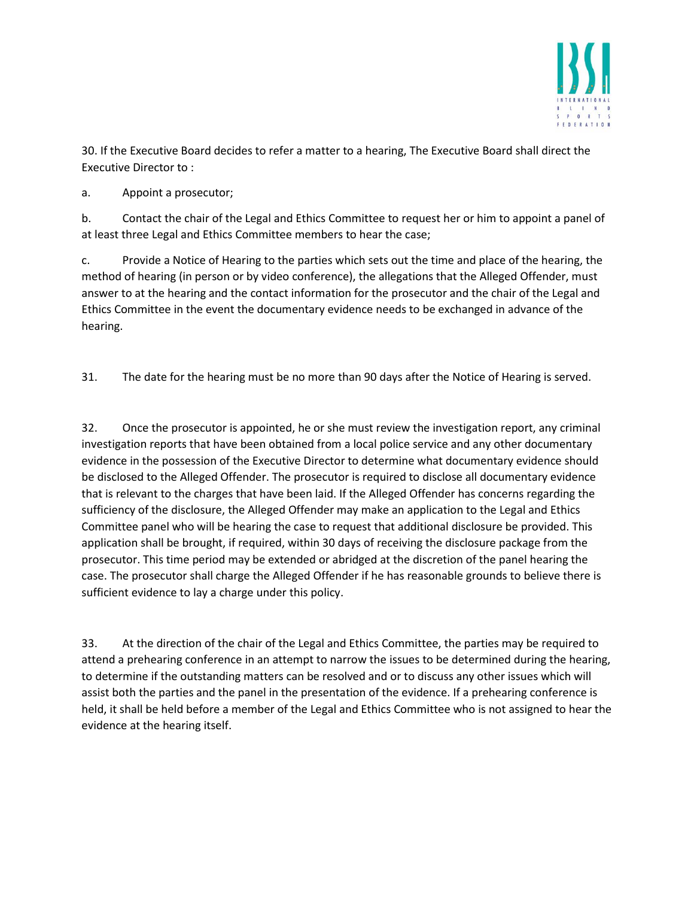30. If the Executive Board decides to refer a matter to a hearing, The Executive Board shall direct the Executive Director to :

a. Appoint a prosecutor;

b. Contact the chair of the Legal and Ethics Committee to request her or him to appoint a panel of at least three Legal and Ethics Committee members to hear the case;

c. Provide a Notice of Hearing to the parties which sets out the time and place of the hearing, the method of hearing (in person or by video conference), the allegations that the Alleged Offender, must answer to at the hearing and the contact information for the prosecutor and the chair of the Legal and Ethics Committee in the event the documentary evidence needs to be exchanged in advance of the hearing.

31. The date for the hearing must be no more than 90 days after the Notice of Hearing is served.

32. Once the prosecutor is appointed, he or she must review the investigation report, any criminal investigation reports that have been obtained from a local police service and any other documentary evidence in the possession of the Executive Director to determine what documentary evidence should be disclosed to the Alleged Offender. The prosecutor is required to disclose all documentary evidence that is relevant to the charges that have been laid. If the Alleged Offender has concerns regarding the sufficiency of the disclosure, the Alleged Offender may make an application to the Legal and Ethics Committee panel who will be hearing the case to request that additional disclosure be provided. This application shall be brought, if required, within 30 days of receiving the disclosure package from the prosecutor. This time period may be extended or abridged at the discretion of the panel hearing the case. The prosecutor shall charge the Alleged Offender if he has reasonable grounds to believe there is sufficient evidence to lay a charge under this policy.

33. At the direction of the chair of the Legal and Ethics Committee, the parties may be required to attend a prehearing conference in an attempt to narrow the issues to be determined during the hearing, to determine if the outstanding matters can be resolved and or to discuss any other issues which will assist both the parties and the panel in the presentation of the evidence. If a prehearing conference is held, it shall be held before a member of the Legal and Ethics Committee who is not assigned to hear the evidence at the hearing itself.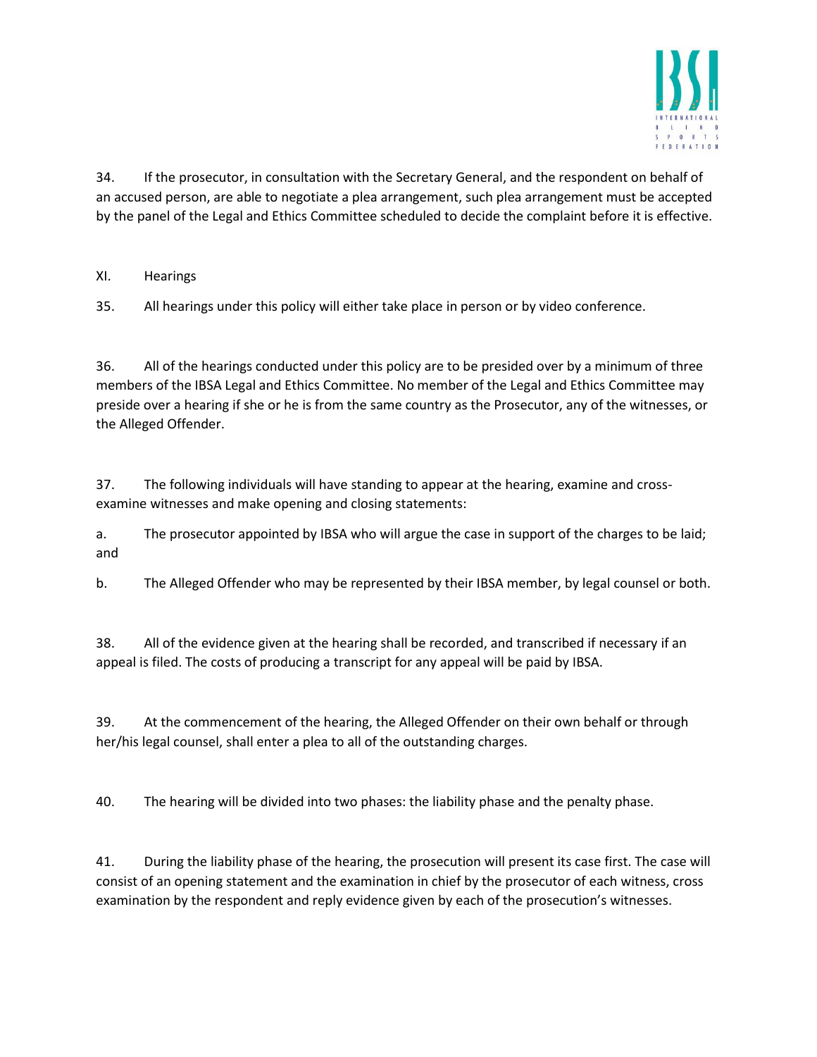34. If the prosecutor, in consultation with the Secretary General, and the respondent on behalf of an accused person, are able to negotiate a plea arrangement, such plea arrangement must be accepted by the panel of the Legal and Ethics Committee scheduled to decide the complaint before it is effective.

## XI. Hearings

35. All hearings under this policy will either take place in person or by video conference.

36. All of the hearings conducted under this policy are to be presided over by a minimum of three members of the IBSA Legal and Ethics Committee. No member of the Legal and Ethics Committee may preside over a hearing if she or he is from the same country as the Prosecutor, any of the witnesses, or the Alleged Offender.

37. The following individuals will have standing to appear at the hearing, examine and cross-examine witnesses and make opening and closing statements:

a. The prosecutor appointed by IBSA who will argue the case in support of the charges to be laid; and

b. The Alleged Offender who may be represented by their IBSA member, by legal counsel or both.

38. All of the evidence given at the hearing shall be recorded, and transcribed if necessary if an appeal is filed. The costs of producing a transcript for any appeal will be paid by IBSA.

39. At the commencement of the hearing, the Alleged Offender on their own behalf or through her/his legal counsel, shall enter a plea to all of the outstanding charges.

40. The hearing will be divided into two phases: the liability phase and the penalty phase.

41. During the liability phase of the hearing, the prosecution will present its case first. The case will consist of an opening statement and the examination in chief by the prosecutor of each witness, cross examination by the respondent and reply evidence given by each of the prosecution's witnesses.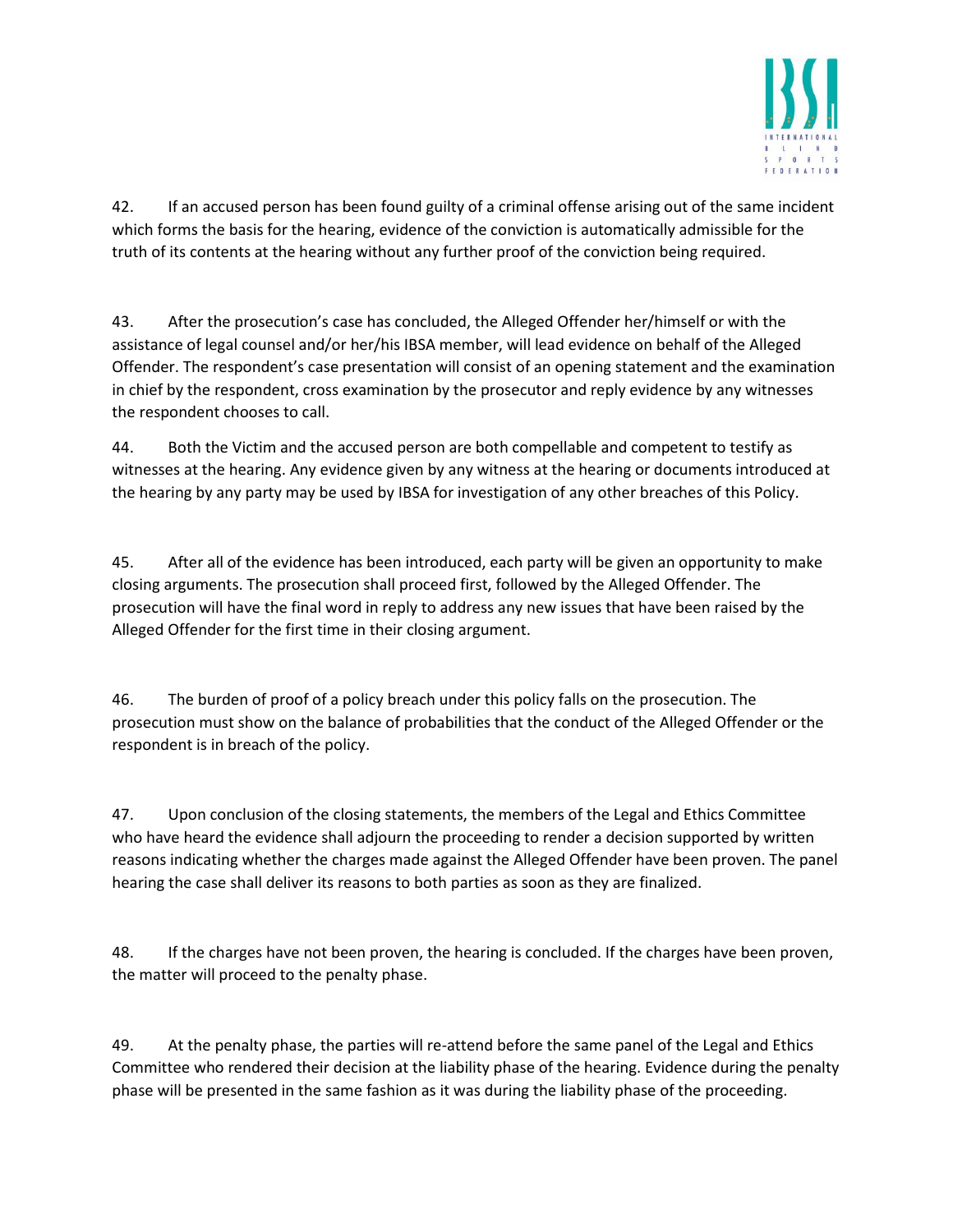42. If an accused person has been found guilty of a criminal offense arising out of the same incident which forms the basis for the hearing, evidence of the conviction is automatically admissible for the truth of its contents at the hearing without any further proof of the conviction being required.

43. After the prosecution's case has concluded, the Alleged Offender her/himself or with the assistance of legal counsel and/or her/his IBSA member, will lead evidence on behalf of the Alleged Offender. The respondent's case presentation will consist of an opening statement and the examination in chief by the respondent, cross examination by the prosecutor and reply evidence by any witnesses the respondent chooses to call.

44. Both the Victim and the accused person are both compellable and competent to testify as witnesses at the hearing. Any evidence given by any witness at the hearing or documents introduced at the hearing by any party may be used by IBSA for investigation of any other breaches of this Policy.

45. After all of the evidence has been introduced, each party will be given an opportunity to make closing arguments. The prosecution shall proceed first, followed by the Alleged Offender. The prosecution will have the final word in reply to address any new issues that have been raised by the Alleged Offender for the first time in their closing argument.

46. The burden of proof of a policy breach under this policy falls on the prosecution. The prosecution must show on the balance of probabilities that the conduct of the Alleged Offender or the respondent is in breach of the policy.

47. Upon conclusion of the closing statements, the members of the Legal and Ethics Committee who have heard the evidence shall adjourn the proceeding to render a decision supported by written reasons indicating whether the charges made against the Alleged Offender have been proven. The panel hearing the case shall deliver its reasons to both parties as soon as they are finalized.

48. If the charges have not been proven, the hearing is concluded. If the charges have been proven, the matter will proceed to the penalty phase.

49. At the penalty phase, the parties will re-attend before the same panel of the Legal and Ethics Committee who rendered their decision at the liability phase of the hearing. Evidence during the penalty phase will be presented in the same fashion as it was during the liability phase of the proceeding.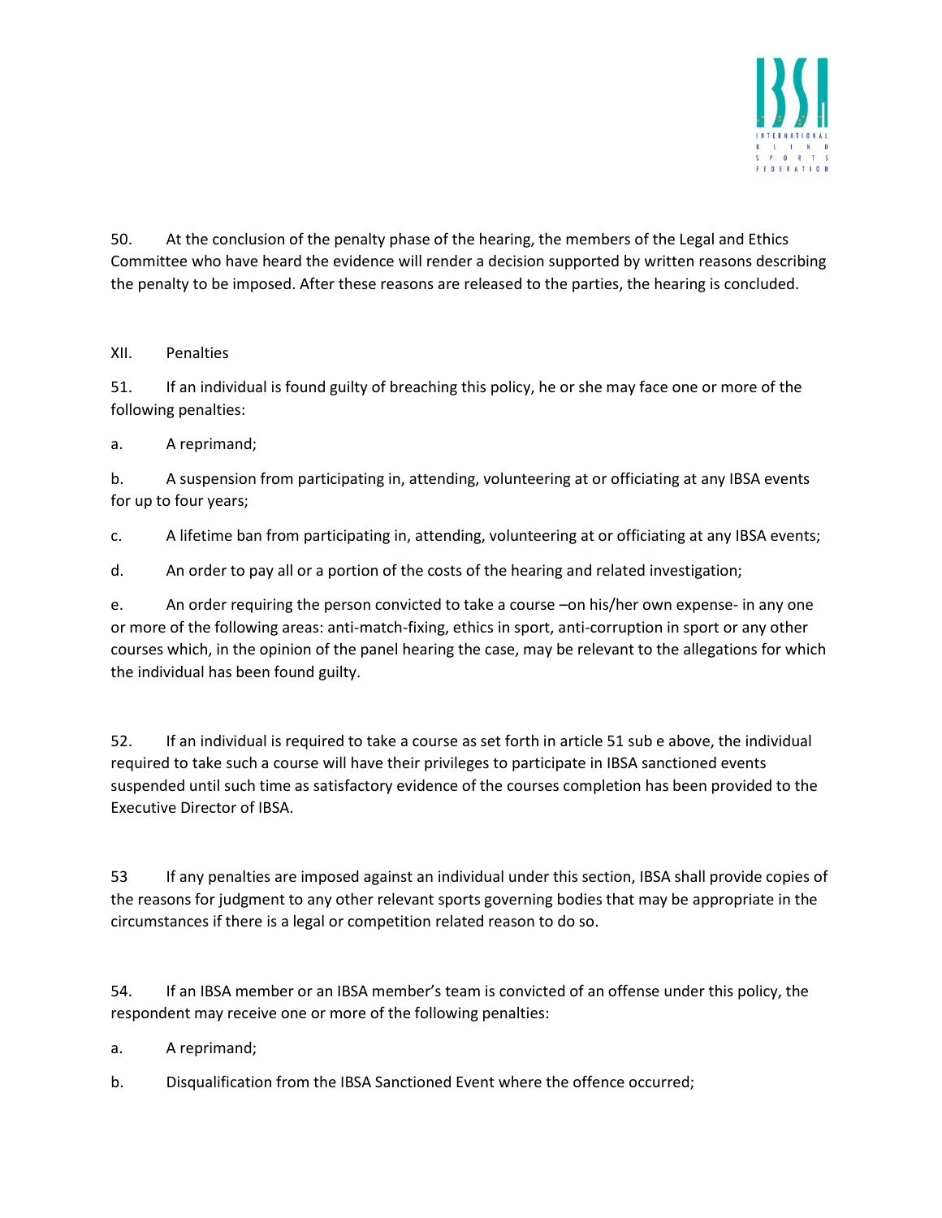50. At the conclusion of the penalty phase of the hearing, the members of the Legal and Ethics Committee who have heard the evidence will render a decision supported by written reasons describing the penalty to be imposed. After these reasons are released to the parties, the hearing is concluded.

## XII. Penalties

51. If an individual is found guilty of breaching this policy, he or she may face one or more of the following penalties:

a. A reprimand;

b. A suspension from participating in, attending, volunteering at or officiating at any IBSA events for up to four years;

c. A lifetime ban from participating in, attending, volunteering at or officiating at any IBSA events;

d. An order to pay all or a portion of the costs of the hearing and related investigation;

e. An order requiring the person convicted to take a course –on his/her own expense- in any one or more of the following areas: anti-match-fixing, ethics in sport, anti-corruption in sport or any other courses which, in the opinion of the panel hearing the case, may be relevant to the allegations for which the individual has been found guilty.

52. If an individual is required to take a course as set forth in article 51 sub e above, the individual required to take such a course will have their privileges to participate in IBSA sanctioned events suspended until such time as satisfactory evidence of the courses completion has been provided to the Executive Director of IBSA.

53 If any penalties are imposed against an individual under this section, IBSA shall provide copies of the reasons for judgment to any other relevant sports governing bodies that may be appropriate in the circumstances if there is a legal or competition related reason to do so.

54. If an IBSA member or an IBSA member's team is convicted of an offense under this policy, the respondent may receive one or more of the following penalties:

a. A reprimand;

b. Disqualification from the IBSA Sanctioned Event where the offence occurred;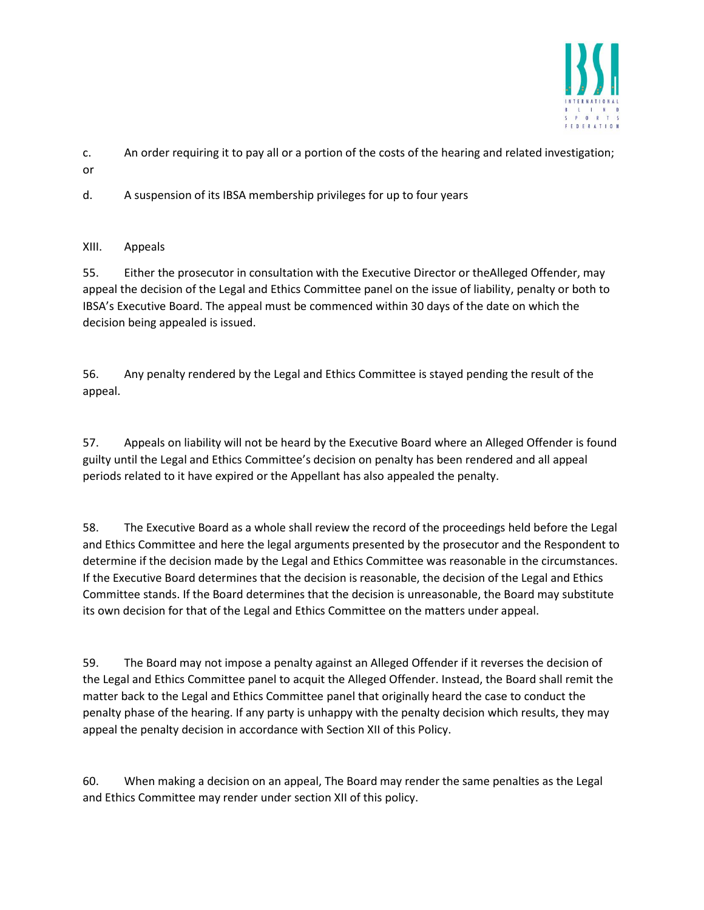c. An order requiring it to pay all or a portion of the costs of the hearing and related investigation; or

d. A suspension of its IBSA membership privileges for up to four years

## XIII. Appeals

55. Either the prosecutor in consultation with the Executive Director or theAlleged Offender, may appeal the decision of the Legal and Ethics Committee panel on the issue of liability, penalty or both to IBSA's Executive Board. The appeal must be commenced within 30 days of the date on which the decision being appealed is issued.

56. Any penalty rendered by the Legal and Ethics Committee is stayed pending the result of the appeal.

57. Appeals on liability will not be heard by the Executive Board where an Alleged Offender is found guilty until the Legal and Ethics Committee's decision on penalty has been rendered and all appeal periods related to it have expired or the Appellant has also appealed the penalty.

58. The Executive Board as a whole shall review the record of the proceedings held before the Legal and Ethics Committee and here the legal arguments presented by the prosecutor and the Respondent to determine if the decision made by the Legal and Ethics Committee was reasonable in the circumstances. If the Executive Board determines that the decision is reasonable, the decision of the Legal and Ethics Committee stands. If the Board determines that the decision is unreasonable, the Board may substitute its own decision for that of the Legal and Ethics Committee on the matters under appeal.

59. The Board may not impose a penalty against an Alleged Offender if it reverses the decision of the Legal and Ethics Committee panel to acquit the Alleged Offender. Instead, the Board shall remit the matter back to the Legal and Ethics Committee panel that originally heard the case to conduct the penalty phase of the hearing. If any party is unhappy with the penalty decision which results, they may appeal the penalty decision in accordance with Section XII of this Policy.

60. When making a decision on an appeal, The Board may render the same penalties as the Legal and Ethics Committee may render under section XII of this policy.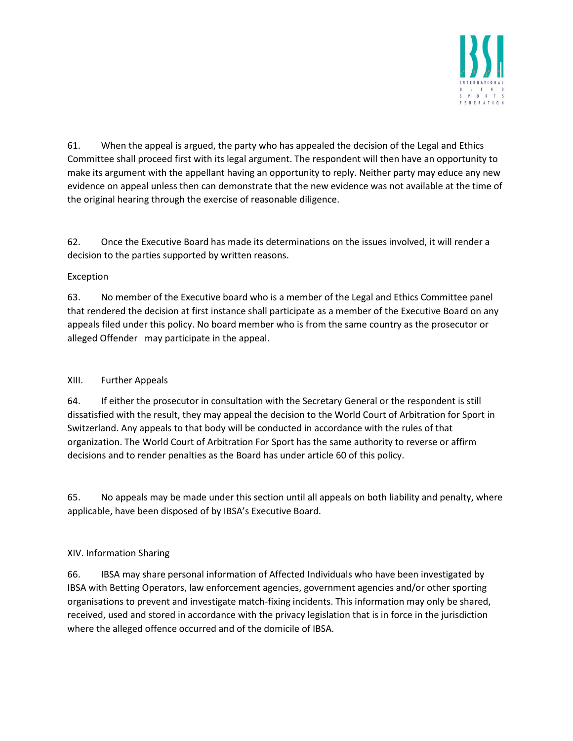61. When the appeal is argued, the party who has appealed the decision of the Legal and Ethics Committee shall proceed first with its legal argument. The respondent will then have an opportunity to make its argument with the appellant having an opportunity to reply. Neither party may educe any new evidence on appeal unless then can demonstrate that the new evidence was not available at the time of the original hearing through the exercise of reasonable diligence.

62. Once the Executive Board has made its determinations on the issues involved, it will render a decision to the parties supported by written reasons.

Exception

63. No member of the Executive board who is a member of the Legal and Ethics Committee panel that rendered the decision at first instance shall participate as a member of the Executive Board on any appeals filed under this policy. No board member who is from the same country as the prosecutor or alleged Offender may participate in the appeal.

## XIII. Further Appeals

64. If either the prosecutor in consultation with the Secretary General or the respondent is still dissatisfied with the result, they may appeal the decision to the World Court of Arbitration for Sport in Switzerland. Any appeals to that body will be conducted in accordance with the rules of that organization. The World Court of Arbitration For Sport has the same authority to reverse or affirm decisions and to render penalties as the Board has under article 60 of this policy.

65. No appeals may be made under this section until all appeals on both liability and penalty, where applicable, have been disposed of by IBSA's Executive Board.

## XIV. Information Sharing

66. IBSA may share personal information of Affected Individuals who have been investigated by IBSA with Betting Operators, law enforcement agencies, government agencies and/or other sporting organisations to prevent and investigate match-fixing incidents. This information may only be shared, received, used and stored in accordance with the privacy legislation that is in force in the jurisdiction where the alleged offence occurred and of the domicile of IBSA.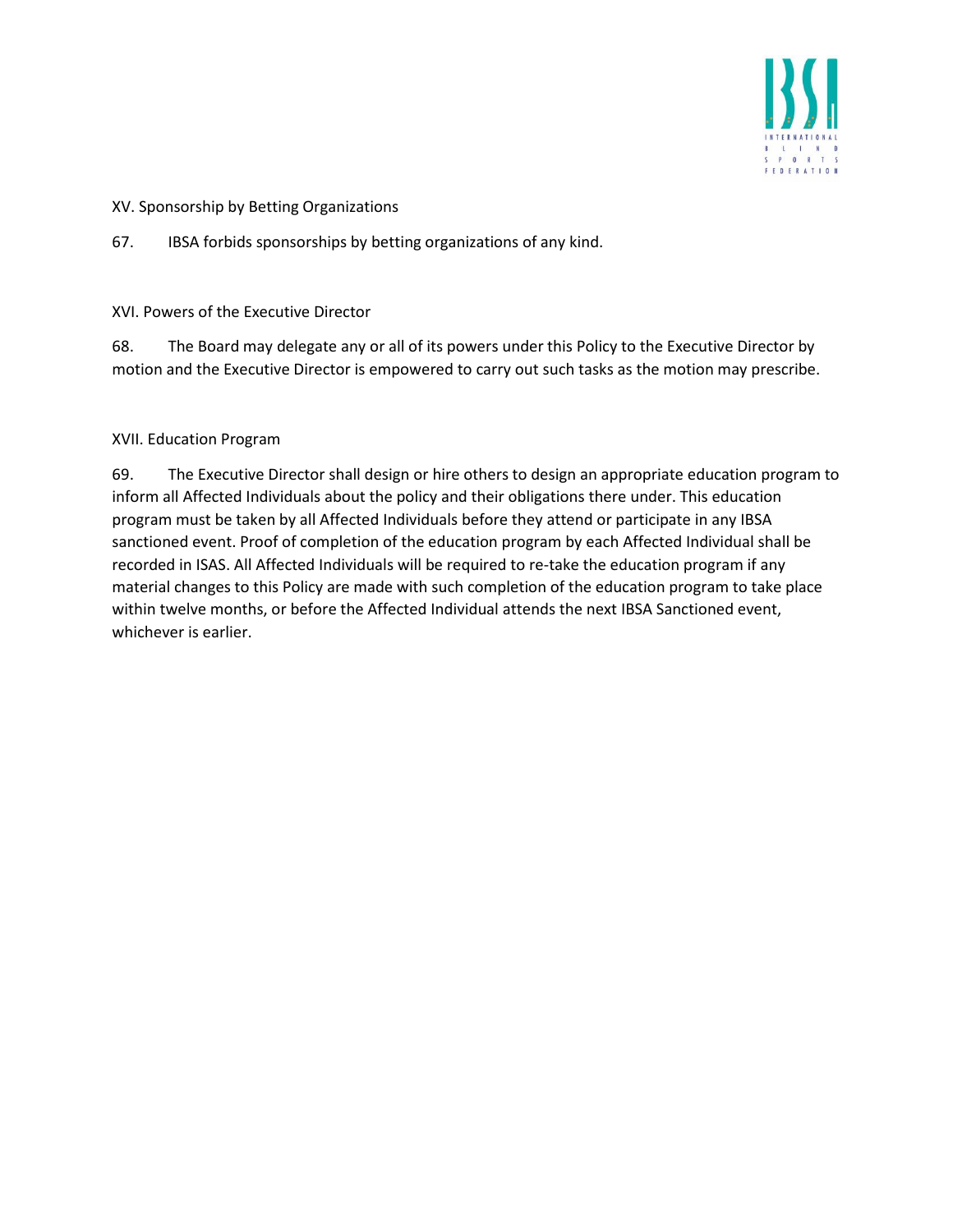## XV. Sponsorship by Betting Organizations

67. IBSA forbids sponsorships by betting organizations of any kind.

## XVI. Powers of the Executive Director

68. The Board may delegate any or all of its powers under this Policy to the Executive Director by motion and the Executive Director is empowered to carry out such tasks as the motion may prescribe.

## XVII. Education Program

69. The Executive Director shall design or hire others to design an appropriate education program to inform all Affected Individuals about the policy and their obligations there under. This education program must be taken by all Affected Individuals before they attend or participate in any IBSA sanctioned event. Proof of completion of the education program by each Affected Individual shall be recorded in ISAS. All Affected Individuals will be required to re-take the education program if any material changes to this Policy are made with such completion of the education program to take place within twelve months, or before the Affected Individual attends the next IBSA Sanctioned event, whichever is earlier.